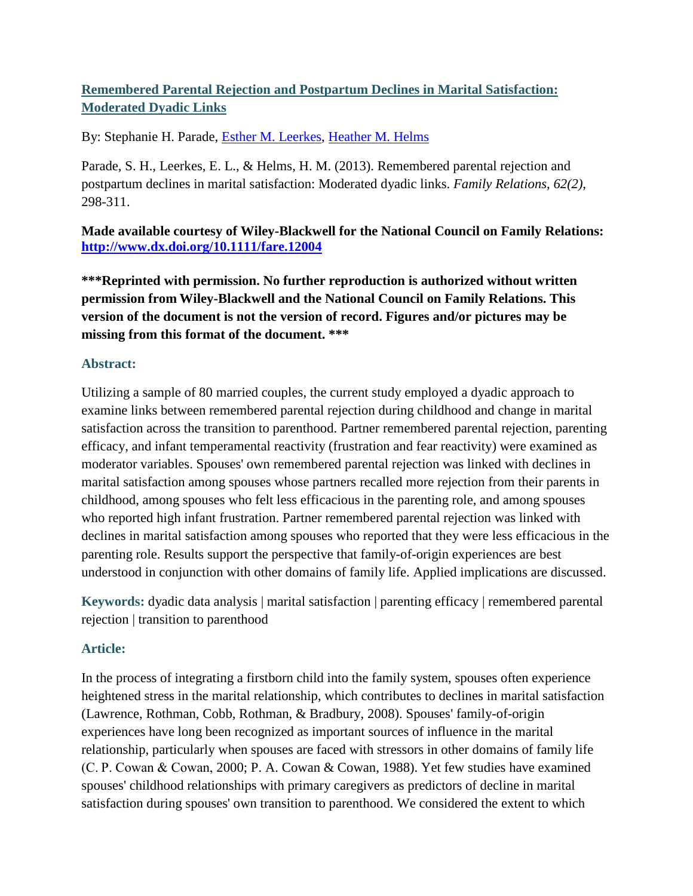## Remembered Parental Rejection and Postpartum Declines in Marital Satisfaction: Moderated Dyadic Links

By: Stephanie H. Parade, Esther M. Leerkes, Heather M. Helms

Parade, S. H., Leerkes, E. L., & Helms, H. M. (2013). Remembered parental rejection and postpartum declines in marital satisfaction: Moderated dyadic links. *Family Relations*, *62(2)*, 298-311.

**Made available courtesy of Wiley-Blackwell for the National Council on Family Relations: http://www.dx.doi.org/10.1111/fare.12004**

**\*\*\*Reprinted with permission. No further reproduction is authorized without written permission from Wiley-Blackwell and the National Council on Family Relations. This version of the document is not the version of record. Figures and/or pictures may be missing from this format of the document. \*\*\***

### Abstract:

Utilizing a sample of 80 married couples, the current study employed a dyadic approach to examine links between remembered parental rejection during childhood and change in marital satisfaction across the transition to parenthood. Partner remembered parental rejection, parenting efficacy, and infant temperamental reactivity (frustration and fear reactivity) were examined as moderator variables. Spouses' own remembered parental rejection was linked with declines in marital satisfaction among spouses whose partners recalled more rejection from their parents in childhood, among spouses who felt less efficacious in the parenting role, and among spouses who reported high infant frustration. Partner remembered parental rejection was linked with declines in marital satisfaction among spouses who reported that they were less efficacious in the parenting role. Results support the perspective that family-of-origin experiences are best understood in conjunction with other domains of family life. Applied implications are discussed.

**Keywords:** dyadic data analysis | marital satisfaction | parenting efficacy | remembered parental rejection | transition to parenthood

### Article:

In the process of integrating a firstborn child into the family system, spouses often experience heightened stress in the marital relationship, which contributes to declines in marital satisfaction (Lawrence, Rothman, Cobb, Rothman, & Bradbury, 2008). Spouses' family-of-origin experiences have long been recognized as important sources of influence in the marital relationship, particularly when spouses are faced with stressors in other domains of family life (C. P. Cowan & Cowan, 2000; P. A. Cowan & Cowan, 1988). Yet few studies have examined spouses' childhood relationships with primary caregivers as predictors of decline in marital satisfaction during spouses' own transition to parenthood. We considered the extent to which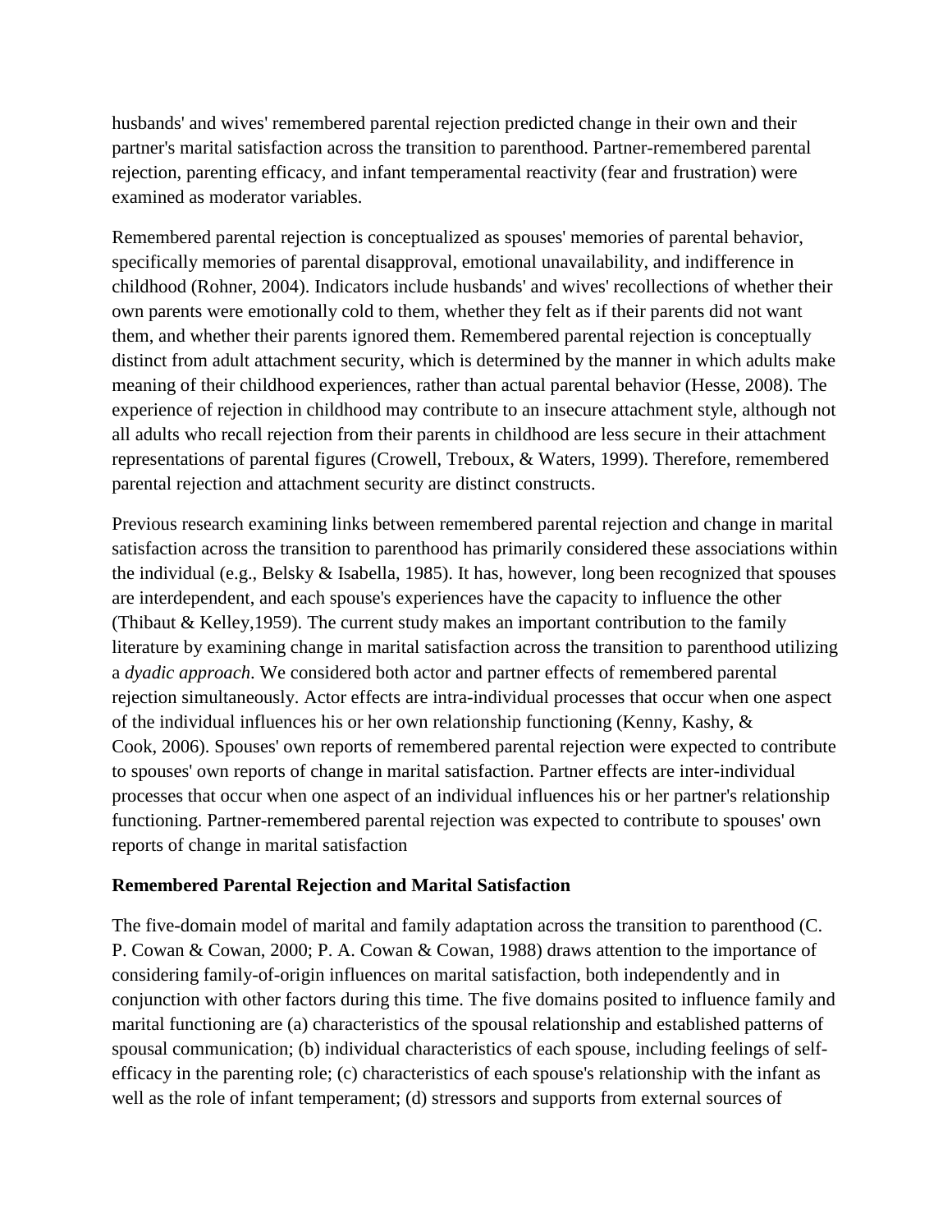husbands' and wives' remembered parental rejection predicted change in their own and their partner's marital satisfaction across the transition to parenthood. Partner-remembered parental rejection, parenting efficacy, and infant temperamental reactivity (fear and frustration) were examined as moderator variables.

Remembered parental rejection is conceptualized as spouses' memories of parental behavior, specifically memories of parental disapproval, emotional unavailability, and indifference in childhood (Rohner, 2004). Indicators include husbands' and wives' recollections of whether their own parents were emotionally cold to them, whether they felt as if their parents did not want them, and whether their parents ignored them. Remembered parental rejection is conceptually distinct from adult attachment security, which is determined by the manner in which adults make meaning of their childhood experiences, rather than actual parental behavior (Hesse, 2008). The experience of rejection in childhood may contribute to an insecure attachment style, although not all adults who recall rejection from their parents in childhood are less secure in their attachment representations of parental figures (Crowell, Treboux, & Waters, 1999). Therefore, remembered parental rejection and attachment security are distinct constructs.

Previous research examining links between remembered parental rejection and change in marital satisfaction across the transition to parenthood has primarily considered these associations within the individual (e.g., Belsky & Isabella, 1985). It has, however, long been recognized that spouses are interdependent, and each spouse's experiences have the capacity to influence the other (Thibaut & Kelley,1959). The current study makes an important contribution to the family literature by examining change in marital satisfaction across the transition to parenthood utilizing a *dyadic approach*. We considered both actor and partner effects of remembered parental rejection simultaneously. Actor effects are intra-individual processes that occur when one aspect of the individual influences his or her own relationship functioning (Kenny, Kashy, & Cook, 2006). Spouses' own reports of remembered parental rejection were expected to contribute to spouses' own reports of change in marital satisfaction. Partner effects are inter-individual processes that occur when one aspect of an individual influences his or her partner's relationship functioning. Partner-remembered parental rejection was expected to contribute to spouses' own reports of change in marital satisfaction

### Remembered Parental Rejection and Marital Satisfaction

The five-domain model of marital and family adaptation across the transition to parenthood (C. P. Cowan & Cowan, 2000; P. A. Cowan & Cowan, 1988) draws attention to the importance of considering family-of-origin influences on marital satisfaction, both independently and in conjunction with other factors during this time. The five domains posited to influence family and marital functioning are (a) characteristics of the spousal relationship and established patterns of spousal communication; (b) individual characteristics of each spouse, including feelings of self-efficacy in the parenting role; (c) characteristics of each spouse's relationship with the infant as well as the role of infant temperament; (d) stressors and supports from external sources of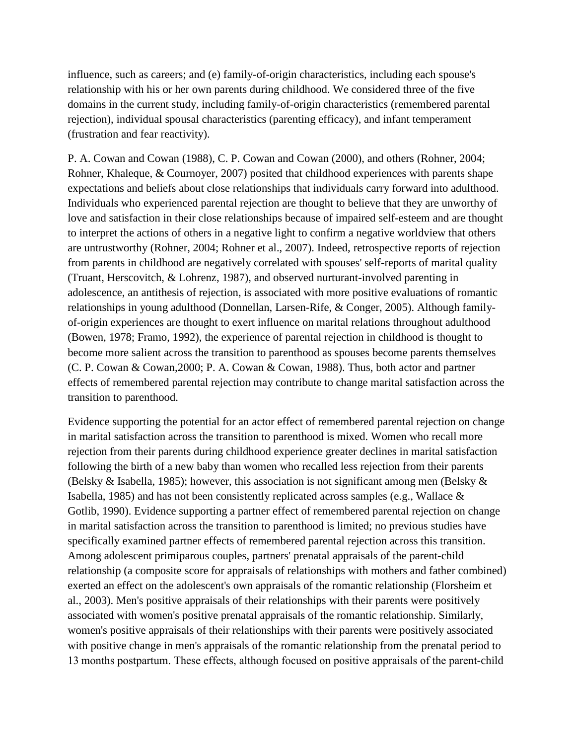influence, such as careers; and (e) family-of-origin characteristics, including each spouse's relationship with his or her own parents during childhood. We considered three of the five domains in the current study, including family-of-origin characteristics (remembered parental rejection), individual spousal characteristics (parenting efficacy), and infant temperament (frustration and fear reactivity).

P. A. Cowan and Cowan (1988), C. P. Cowan and Cowan (2000), and others (Rohner, 2004; Rohner, Khaleque, & Cournoyer, 2007) posited that childhood experiences with parents shape expectations and beliefs about close relationships that individuals carry forward into adulthood. Individuals who experienced parental rejection are thought to believe that they are unworthy of love and satisfaction in their close relationships because of impaired self-esteem and are thought to interpret the actions of others in a negative light to confirm a negative worldview that others are untrustworthy (Rohner, 2004; Rohner et al., 2007). Indeed, retrospective reports of rejection from parents in childhood are negatively correlated with spouses' self-reports of marital quality (Truant, Herscovitch, & Lohrenz, 1987), and observed nurturant-involved parenting in adolescence, an antithesis of rejection, is associated with more positive evaluations of romantic relationships in young adulthood (Donnellan, Larsen-Rife, & Conger, 2005). Although family-of-origin experiences are thought to exert influence on marital relations throughout adulthood (Bowen, 1978; Framo, 1992), the experience of parental rejection in childhood is thought to become more salient across the transition to parenthood as spouses become parents themselves (C. P. Cowan & Cowan,2000; P. A. Cowan & Cowan, 1988). Thus, both actor and partner effects of remembered parental rejection may contribute to change marital satisfaction across the transition to parenthood.

Evidence supporting the potential for an actor effect of remembered parental rejection on change in marital satisfaction across the transition to parenthood is mixed. Women who recall more rejection from their parents during childhood experience greater declines in marital satisfaction following the birth of a new baby than women who recalled less rejection from their parents (Belsky & Isabella, 1985); however, this association is not significant among men (Belsky & Isabella, 1985) and has not been consistently replicated across samples (e.g., Wallace & Gotlib, 1990). Evidence supporting a partner effect of remembered parental rejection on change in marital satisfaction across the transition to parenthood is limited; no previous studies have specifically examined partner effects of remembered parental rejection across this transition. Among adolescent primiparous couples, partners' prenatal appraisals of the parent-child relationship (a composite score for appraisals of relationships with mothers and father combined) exerted an effect on the adolescent's own appraisals of the romantic relationship (Florsheim et al., 2003). Men's positive appraisals of their relationships with their parents were positively associated with women's positive prenatal appraisals of the romantic relationship. Similarly, women's positive appraisals of their relationships with their parents were positively associated with positive change in men's appraisals of the romantic relationship from the prenatal period to 13 months postpartum. These effects, although focused on positive appraisals of the parent-child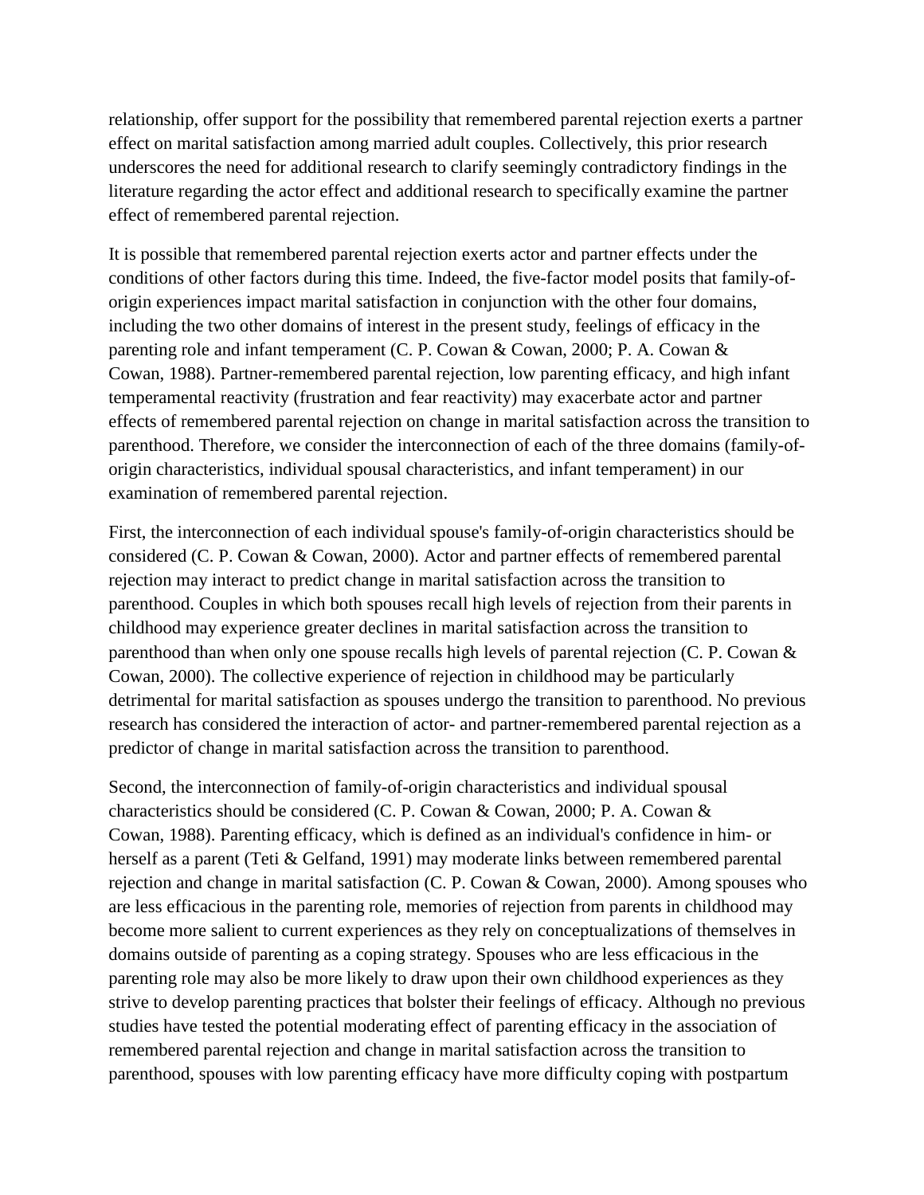relationship, offer support for the possibility that remembered parental rejection exerts a partner effect on marital satisfaction among married adult couples. Collectively, this prior research underscores the need for additional research to clarify seemingly contradictory findings in the literature regarding the actor effect and additional research to specifically examine the partner effect of remembered parental rejection.

It is possible that remembered parental rejection exerts actor and partner effects under the conditions of other factors during this time. Indeed, the five-factor model posits that family-of-origin experiences impact marital satisfaction in conjunction with the other four domains, including the two other domains of interest in the present study, feelings of efficacy in the parenting role and infant temperament (C. P. Cowan & Cowan, 2000; P. A. Cowan & Cowan, 1988). Partner-remembered parental rejection, low parenting efficacy, and high infant temperamental reactivity (frustration and fear reactivity) may exacerbate actor and partner effects of remembered parental rejection on change in marital satisfaction across the transition to parenthood. Therefore, we consider the interconnection of each of the three domains (family-of-origin characteristics, individual spousal characteristics, and infant temperament) in our examination of remembered parental rejection.

First, the interconnection of each individual spouse's family-of-origin characteristics should be considered (C. P. Cowan & Cowan, 2000). Actor and partner effects of remembered parental rejection may interact to predict change in marital satisfaction across the transition to parenthood. Couples in which both spouses recall high levels of rejection from their parents in childhood may experience greater declines in marital satisfaction across the transition to parenthood than when only one spouse recalls high levels of parental rejection (C. P. Cowan & Cowan, 2000). The collective experience of rejection in childhood may be particularly detrimental for marital satisfaction as spouses undergo the transition to parenthood. No previous research has considered the interaction of actor- and partner-remembered parental rejection as a predictor of change in marital satisfaction across the transition to parenthood.

Second, the interconnection of family-of-origin characteristics and individual spousal characteristics should be considered (C. P. Cowan & Cowan, 2000; P. A. Cowan & Cowan, 1988). Parenting efficacy, which is defined as an individual's confidence in him- or herself as a parent (Teti & Gelfand, 1991) may moderate links between remembered parental rejection and change in marital satisfaction (C. P. Cowan & Cowan, 2000). Among spouses who are less efficacious in the parenting role, memories of rejection from parents in childhood may become more salient to current experiences as they rely on conceptualizations of themselves in domains outside of parenting as a coping strategy. Spouses who are less efficacious in the parenting role may also be more likely to draw upon their own childhood experiences as they strive to develop parenting practices that bolster their feelings of efficacy. Although no previous studies have tested the potential moderating effect of parenting efficacy in the association of remembered parental rejection and change in marital satisfaction across the transition to parenthood, spouses with low parenting efficacy have more difficulty coping with postpartum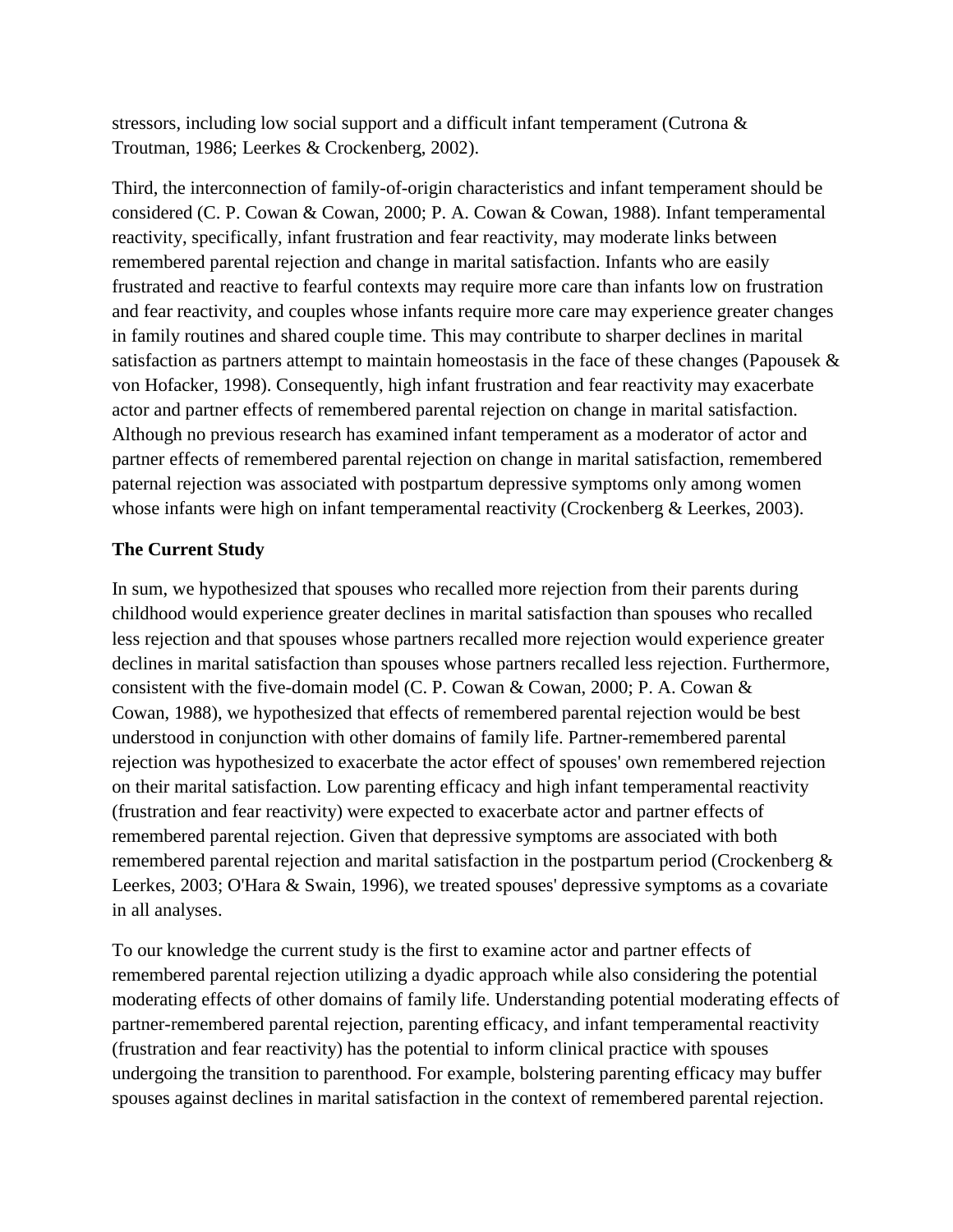stressors, including low social support and a difficult infant temperament (Cutrona & Troutman, 1986; Leerkes & Crockenberg, 2002).

Third, the interconnection of family-of-origin characteristics and infant temperament should be considered (C. P. Cowan & Cowan, 2000; P. A. Cowan & Cowan, 1988). Infant temperamental reactivity, specifically, infant frustration and fear reactivity, may moderate links between remembered parental rejection and change in marital satisfaction. Infants who are easily frustrated and reactive to fearful contexts may require more care than infants low on frustration and fear reactivity, and couples whose infants require more care may experience greater changes in family routines and shared couple time. This may contribute to sharper declines in marital satisfaction as partners attempt to maintain homeostasis in the face of these changes (Papousek & von Hofacker, 1998). Consequently, high infant frustration and fear reactivity may exacerbate actor and partner effects of remembered parental rejection on change in marital satisfaction. Although no previous research has examined infant temperament as a moderator of actor and partner effects of remembered parental rejection on change in marital satisfaction, remembered paternal rejection was associated with postpartum depressive symptoms only among women whose infants were high on infant temperamental reactivity (Crockenberg & Leerkes, 2003).

### The Current Study

In sum, we hypothesized that spouses who recalled more rejection from their parents during childhood would experience greater declines in marital satisfaction than spouses who recalled less rejection and that spouses whose partners recalled more rejection would experience greater declines in marital satisfaction than spouses whose partners recalled less rejection. Furthermore, consistent with the five-domain model (C. P. Cowan & Cowan, 2000; P. A. Cowan & Cowan, 1988), we hypothesized that effects of remembered parental rejection would be best understood in conjunction with other domains of family life. Partner-remembered parental rejection was hypothesized to exacerbate the actor effect of spouses' own remembered rejection on their marital satisfaction. Low parenting efficacy and high infant temperamental reactivity (frustration and fear reactivity) were expected to exacerbate actor and partner effects of remembered parental rejection. Given that depressive symptoms are associated with both remembered parental rejection and marital satisfaction in the postpartum period (Crockenberg & Leerkes, 2003; O'Hara & Swain, 1996), we treated spouses' depressive symptoms as a covariate in all analyses.

To our knowledge the current study is the first to examine actor and partner effects of remembered parental rejection utilizing a dyadic approach while also considering the potential moderating effects of other domains of family life. Understanding potential moderating effects of partner-remembered parental rejection, parenting efficacy, and infant temperamental reactivity (frustration and fear reactivity) has the potential to inform clinical practice with spouses undergoing the transition to parenthood. For example, bolstering parenting efficacy may buffer spouses against declines in marital satisfaction in the context of remembered parental rejection.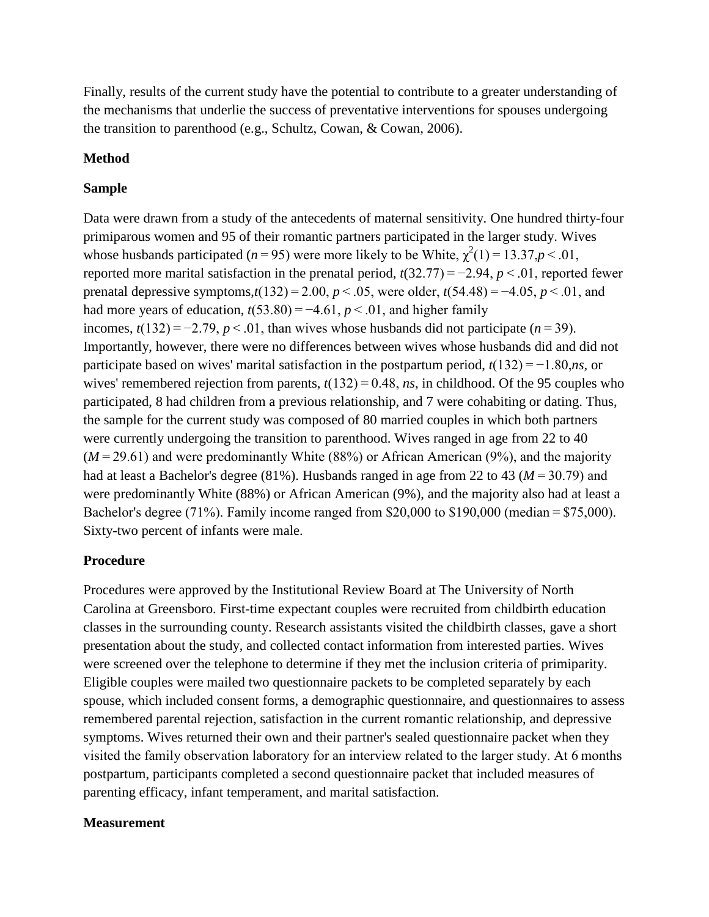Finally, results of the current study have the potential to contribute to a greater understanding of the mechanisms that underlie the success of preventative interventions for spouses undergoing the transition to parenthood (e.g., Schultz, Cowan, & Cowan, 2006).

## Method

### Sample

Data were drawn from a study of the antecedents of maternal sensitivity. One hundred thirty-four primiparous women and 95 of their romantic partners participated in the larger study. Wives whose husbands participated ($n = 95$) were more likely to be White, $\chi^2(1) = 13.37, p < .01$, reported more marital satisfaction in the prenatal period, $t(32.77) = -2.94$, $p < .01$, reported fewer prenatal depressive symptoms, $t(132) = 2.00$, $p < .05$, were older, $t(54.48) = -4.05$, $p < .01$, and had more years of education, $t(53.80) = -4.61$, $p < .01$, and higher family incomes, $t(132) = -2.79$, $p < .01$, than wives whose husbands did not participate ($n = 39$). Importantly, however, there were no differences between wives whose husbands did and did not participate based on wives' marital satisfaction in the postpartum period, $t(132) = -1.80$, *ns*, or wives' remembered rejection from parents, $t(132) = 0.48$, *ns*, in childhood. Of the 95 couples who participated, 8 had children from a previous relationship, and 7 were cohabiting or dating. Thus, the sample for the current study was composed of 80 married couples in which both partners were currently undergoing the transition to parenthood. Wives ranged in age from 22 to 40 ($M = 29.61$) and were predominantly White (88%) or African American (9%), and the majority had at least a Bachelor's degree (81%). Husbands ranged in age from 22 to 43 ($M = 30.79$) and were predominantly White (88%) or African American (9%), and the majority also had at least a Bachelor's degree (71%). Family income ranged from $20,000 to $190,000 (median = $75,000). Sixty-two percent of infants were male.

### Procedure

Procedures were approved by the Institutional Review Board at The University of North Carolina at Greensboro. First-time expectant couples were recruited from childbirth education classes in the surrounding county. Research assistants visited the childbirth classes, gave a short presentation about the study, and collected contact information from interested parties. Wives were screened over the telephone to determine if they met the inclusion criteria of primiparity. Eligible couples were mailed two questionnaire packets to be completed separately by each spouse, which included consent forms, a demographic questionnaire, and questionnaires to assess remembered parental rejection, satisfaction in the current romantic relationship, and depressive symptoms. Wives returned their own and their partner's sealed questionnaire packet when they visited the family observation laboratory for an interview related to the larger study. At 6 months postpartum, participants completed a second questionnaire packet that included measures of parenting efficacy, infant temperament, and marital satisfaction.

### Measurement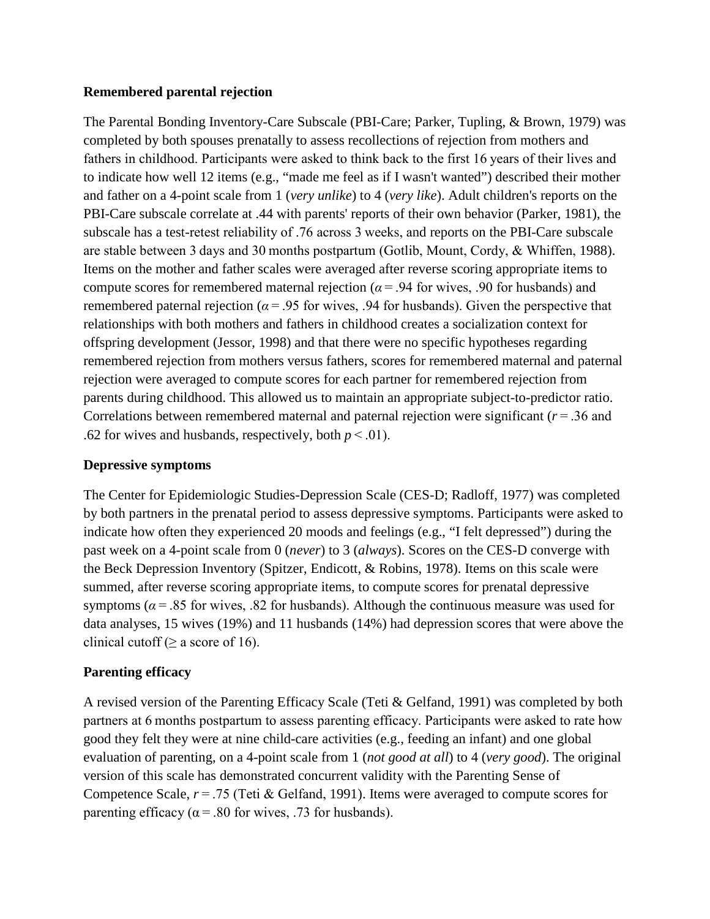### Remembered parental rejection

The Parental Bonding Inventory-Care Subscale (PBI-Care; Parker, Tupling, & Brown, 1979) was completed by both spouses prenatally to assess recollections of rejection from mothers and fathers in childhood. Participants were asked to think back to the first 16 years of their lives and to indicate how well 12 items (e.g., "made me feel as if I wasn't wanted") described their mother and father on a 4-point scale from 1 (*very unlike*) to 4 (*very like*). Adult children's reports on the PBI-Care subscale correlate at .44 with parents' reports of their own behavior (Parker, 1981), the subscale has a test-retest reliability of .76 across 3 weeks, and reports on the PBI-Care subscale are stable between 3 days and 30 months postpartum (Gotlib, Mount, Cordy, & Whiffen, 1988). Items on the mother and father scales were averaged after reverse scoring appropriate items to compute scores for remembered maternal rejection ($\alpha = .94$ for wives, .90 for husbands) and remembered paternal rejection ($\alpha = .95$ for wives, .94 for husbands). Given the perspective that relationships with both mothers and fathers in childhood creates a socialization context for offspring development (Jessor, 1998) and that there were no specific hypotheses regarding remembered rejection from mothers versus fathers, scores for remembered maternal and paternal rejection were averaged to compute scores for each partner for remembered rejection from parents during childhood. This allowed us to maintain an appropriate subject-to-predictor ratio. Correlations between remembered maternal and paternal rejection were significant ($r = .36$ and .62 for wives and husbands, respectively, both $p < .01$).

### Depressive symptoms

The Center for Epidemiologic Studies-Depression Scale (CES-D; Radloff, 1977) was completed by both partners in the prenatal period to assess depressive symptoms. Participants were asked to indicate how often they experienced 20 moods and feelings (e.g., "I felt depressed") during the past week on a 4-point scale from 0 (*never*) to 3 (*always*). Scores on the CES-D converge with the Beck Depression Inventory (Spitzer, Endicott, & Robins, 1978). Items on this scale were summed, after reverse scoring appropriate items, to compute scores for prenatal depressive symptoms ($\alpha = .85$ for wives, .82 for husbands). Although the continuous measure was used for data analyses, 15 wives (19%) and 11 husbands (14%) had depression scores that were above the clinical cutoff ($\geq$ a score of 16).

### Parenting efficacy

A revised version of the Parenting Efficacy Scale (Teti & Gelfand, 1991) was completed by both partners at 6 months postpartum to assess parenting efficacy. Participants were asked to rate how good they felt they were at nine child-care activities (e.g., feeding an infant) and one global evaluation of parenting, on a 4-point scale from 1 (*not good at all*) to 4 (*very good*). The original version of this scale has demonstrated concurrent validity with the Parenting Sense of Competence Scale, $r = .75$ (Teti & Gelfand, 1991). Items were averaged to compute scores for parenting efficacy ($\alpha = .80$ for wives, .73 for husbands).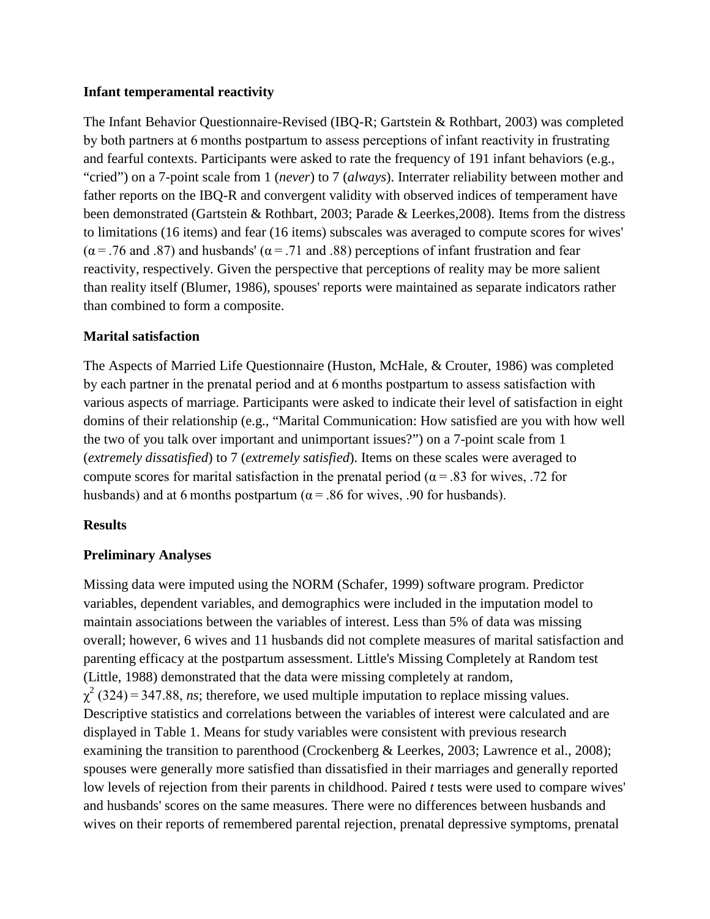### Infant temperamental reactivity

The Infant Behavior Questionnaire-Revised (IBQ-R; Gartstein & Rothbart, 2003) was completed by both partners at 6 months postpartum to assess perceptions of infant reactivity in frustrating and fearful contexts. Participants were asked to rate the frequency of 191 infant behaviors (e.g., "cried") on a 7-point scale from 1 (*never*) to 7 (*always*). Interrater reliability between mother and father reports on the IBQ-R and convergent validity with observed indices of temperament have been demonstrated (Gartstein & Rothbart, 2003; Parade & Leerkes,2008). Items from the distress to limitations (16 items) and fear (16 items) subscales was averaged to compute scores for wives' ($\alpha = .76$ and $.87$) and husbands' ($\alpha = .71$ and $.88$) perceptions of infant frustration and fear reactivity, respectively. Given the perspective that perceptions of reality may be more salient than reality itself (Blumer, 1986), spouses' reports were maintained as separate indicators rather than combined to form a composite.

### Marital satisfaction

The Aspects of Married Life Questionnaire (Huston, McHale, & Crouter, 1986) was completed by each partner in the prenatal period and at 6 months postpartum to assess satisfaction with various aspects of marriage. Participants were asked to indicate their level of satisfaction in eight domins of their relationship (e.g., "Marital Communication: How satisfied are you with how well the two of you talk over important and unimportant issues?") on a 7-point scale from 1 (*extremely dissatisfied*) to 7 (*extremely satisfied*). Items on these scales were averaged to compute scores for marital satisfaction in the prenatal period ($\alpha = .83$ for wives, .72 for husbands) and at 6 months postpartum ($\alpha = .86$ for wives, .90 for husbands).

## Results

### Preliminary Analyses

Missing data were imputed using the NORM (Schafer, 1999) software program. Predictor variables, dependent variables, and demographics were included in the imputation model to maintain associations between the variables of interest. Less than 5% of data was missing overall; however, 6 wives and 11 husbands did not complete measures of marital satisfaction and parenting efficacy at the postpartum assessment. Little's Missing Completely at Random test (Little, 1988) demonstrated that the data were missing completely at random, $\chi^2\,(324) = 347.88$, *ns*; therefore, we used multiple imputation to replace missing values. Descriptive statistics and correlations between the variables of interest were calculated and are displayed in Table 1. Means for study variables were consistent with previous research examining the transition to parenthood (Crockenberg & Leerkes, 2003; Lawrence et al., 2008); spouses were generally more satisfied than dissatisfied in their marriages and generally reported low levels of rejection from their parents in childhood. Paired *t* tests were used to compare wives' and husbands' scores on the same measures. There were no differences between husbands and wives on their reports of remembered parental rejection, prenatal depressive symptoms, prenatal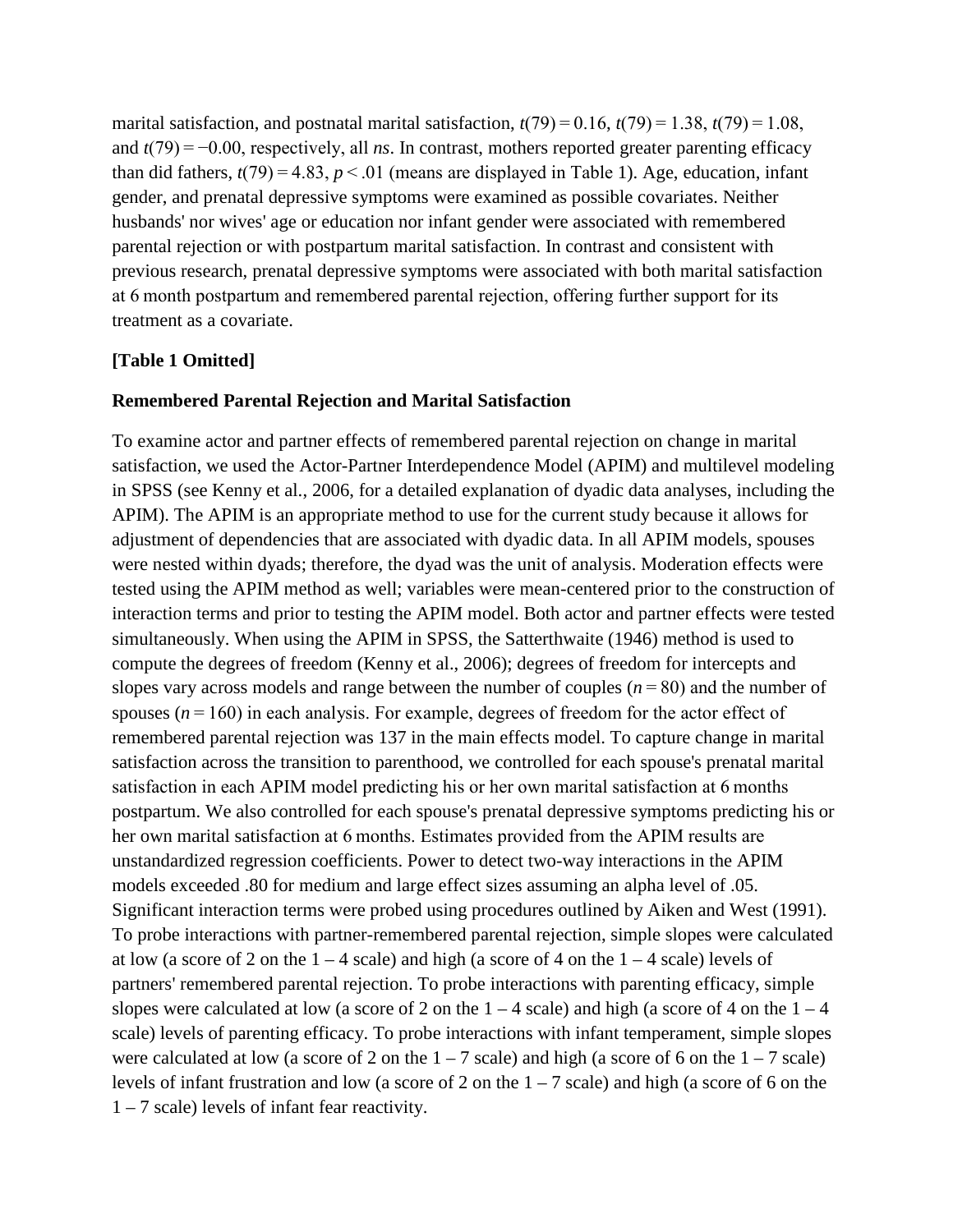marital satisfaction, and postnatal marital satisfaction, $t(79) = 0.16$, $t(79) = 1.38$, $t(79) = 1.08$, and $t(79) = -0.00$, respectively, all *ns*. In contrast, mothers reported greater parenting efficacy than did fathers, $t(79) = 4.83$, $p < .01$ (means are displayed in Table 1). Age, education, infant gender, and prenatal depressive symptoms were examined as possible covariates. Neither husbands' nor wives' age or education nor infant gender were associated with remembered parental rejection or with postpartum marital satisfaction. In contrast and consistent with previous research, prenatal depressive symptoms were associated with both marital satisfaction at 6 month postpartum and remembered parental rejection, offering further support for its treatment as a covariate.

**[Table 1 Omitted]**

**Remembered Parental Rejection and Marital Satisfaction**

To examine actor and partner effects of remembered parental rejection on change in marital satisfaction, we used the Actor-Partner Interdependence Model (APIM) and multilevel modeling in SPSS (see Kenny et al., 2006, for a detailed explanation of dyadic data analyses, including the APIM). The APIM is an appropriate method to use for the current study because it allows for adjustment of dependencies that are associated with dyadic data. In all APIM models, spouses were nested within dyads; therefore, the dyad was the unit of analysis. Moderation effects were tested using the APIM method as well; variables were mean-centered prior to the construction of interaction terms and prior to testing the APIM model. Both actor and partner effects were tested simultaneously. When using the APIM in SPSS, the Satterthwaite (1946) method is used to compute the degrees of freedom (Kenny et al., 2006); degrees of freedom for intercepts and slopes vary across models and range between the number of couples ($n = 80$) and the number of spouses ($n = 160$) in each analysis. For example, degrees of freedom for the actor effect of remembered parental rejection was 137 in the main effects model. To capture change in marital satisfaction across the transition to parenthood, we controlled for each spouse's prenatal marital satisfaction in each APIM model predicting his or her own marital satisfaction at 6 months postpartum. We also controlled for each spouse's prenatal depressive symptoms predicting his or her own marital satisfaction at 6 months. Estimates provided from the APIM results are unstandardized regression coefficients. Power to detect two-way interactions in the APIM models exceeded .80 for medium and large effect sizes assuming an alpha level of .05. Significant interaction terms were probed using procedures outlined by Aiken and West (1991). To probe interactions with partner-remembered parental rejection, simple slopes were calculated at low (a score of 2 on the 1 – 4 scale) and high (a score of 4 on the 1 – 4 scale) levels of partners' remembered parental rejection. To probe interactions with parenting efficacy, simple slopes were calculated at low (a score of 2 on the 1 – 4 scale) and high (a score of 4 on the 1 – 4 scale) levels of parenting efficacy. To probe interactions with infant temperament, simple slopes were calculated at low (a score of 2 on the 1 – 7 scale) and high (a score of 6 on the 1 – 7 scale) levels of infant frustration and low (a score of 2 on the 1 – 7 scale) and high (a score of 6 on the 1 – 7 scale) levels of infant fear reactivity.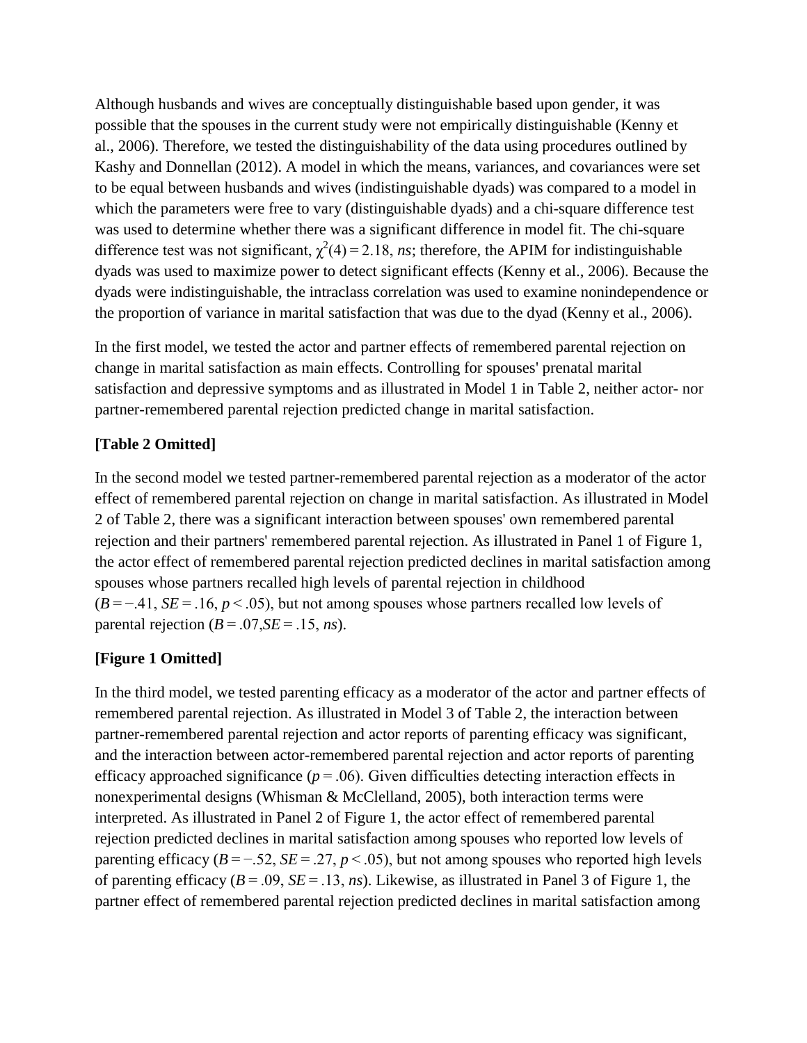Although husbands and wives are conceptually distinguishable based upon gender, it was possible that the spouses in the current study were not empirically distinguishable (Kenny et al., 2006). Therefore, we tested the distinguishability of the data using procedures outlined by Kashy and Donnellan (2012). A model in which the means, variances, and covariances were set to be equal between husbands and wives (indistinguishable dyads) was compared to a model in which the parameters were free to vary (distinguishable dyads) and a chi-square difference test was used to determine whether there was a significant difference in model fit. The chi-square difference test was not significant, $\chi^2(4) = 2.18$, *ns*; therefore, the APIM for indistinguishable dyads was used to maximize power to detect significant effects (Kenny et al., 2006). Because the dyads were indistinguishable, the intraclass correlation was used to examine nonindependence or the proportion of variance in marital satisfaction that was due to the dyad (Kenny et al., 2006).

In the first model, we tested the actor and partner effects of remembered parental rejection on change in marital satisfaction as main effects. Controlling for spouses' prenatal marital satisfaction and depressive symptoms and as illustrated in Model 1 in Table 2, neither actor- nor partner-remembered parental rejection predicted change in marital satisfaction.

**[Table 2 Omitted]**

In the second model we tested partner-remembered parental rejection as a moderator of the actor effect of remembered parental rejection on change in marital satisfaction. As illustrated in Model 2 of Table 2, there was a significant interaction between spouses' own remembered parental rejection and their partners' remembered parental rejection. As illustrated in Panel 1 of Figure 1, the actor effect of remembered parental rejection predicted declines in marital satisfaction among spouses whose partners recalled high levels of parental rejection in childhood ($B = -.41$, $SE = .16$, $p < .05$), but not among spouses whose partners recalled low levels of parental rejection ($B = .07$, $SE = .15$, *ns*).

**[Figure 1 Omitted]**

In the third model, we tested parenting efficacy as a moderator of the actor and partner effects of remembered parental rejection. As illustrated in Model 3 of Table 2, the interaction between partner-remembered parental rejection and actor reports of parenting efficacy was significant, and the interaction between actor-remembered parental rejection and actor reports of parenting efficacy approached significance ($p = .06$). Given difficulties detecting interaction effects in nonexperimental designs (Whisman & McClelland, 2005), both interaction terms were interpreted. As illustrated in Panel 2 of Figure 1, the actor effect of remembered parental rejection predicted declines in marital satisfaction among spouses who reported low levels of parenting efficacy ($B = -.52$, $SE = .27$, $p < .05$), but not among spouses who reported high levels of parenting efficacy ($B = .09$, $SE = .13$, *ns*). Likewise, as illustrated in Panel 3 of Figure 1, the partner effect of remembered parental rejection predicted declines in marital satisfaction among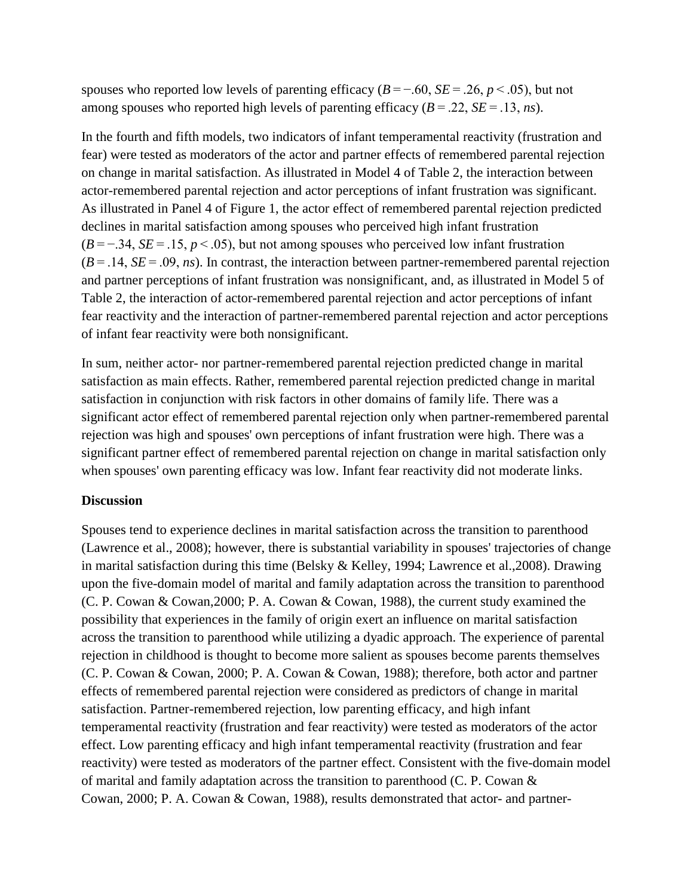spouses who reported low levels of parenting efficacy ($B = -.60$, $SE = .26$, $p < .05$), but not among spouses who reported high levels of parenting efficacy ($B = .22$, $SE = .13$, *ns*).

In the fourth and fifth models, two indicators of infant temperamental reactivity (frustration and fear) were tested as moderators of the actor and partner effects of remembered parental rejection on change in marital satisfaction. As illustrated in Model 4 of Table 2, the interaction between actor-remembered parental rejection and actor perceptions of infant frustration was significant. As illustrated in Panel 4 of Figure 1, the actor effect of remembered parental rejection predicted declines in marital satisfaction among spouses who perceived high infant frustration ($B = -.34$, $SE = .15$, $p < .05$), but not among spouses who perceived low infant frustration ($B = .14$, $SE = .09$, *ns*). In contrast, the interaction between partner-remembered parental rejection and partner perceptions of infant frustration was nonsignificant, and, as illustrated in Model 5 of Table 2, the interaction of actor-remembered parental rejection and actor perceptions of infant fear reactivity and the interaction of partner-remembered parental rejection and actor perceptions of infant fear reactivity were both nonsignificant.

In sum, neither actor- nor partner-remembered parental rejection predicted change in marital satisfaction as main effects. Rather, remembered parental rejection predicted change in marital satisfaction in conjunction with risk factors in other domains of family life. There was a significant actor effect of remembered parental rejection only when partner-remembered parental rejection was high and spouses' own perceptions of infant frustration were high. There was a significant partner effect of remembered parental rejection on change in marital satisfaction only when spouses' own parenting efficacy was low. Infant fear reactivity did not moderate links.

## Discussion

Spouses tend to experience declines in marital satisfaction across the transition to parenthood (Lawrence et al., 2008); however, there is substantial variability in spouses' trajectories of change in marital satisfaction during this time (Belsky & Kelley, 1994; Lawrence et al.,2008). Drawing upon the five-domain model of marital and family adaptation across the transition to parenthood (C. P. Cowan & Cowan,2000; P. A. Cowan & Cowan, 1988), the current study examined the possibility that experiences in the family of origin exert an influence on marital satisfaction across the transition to parenthood while utilizing a dyadic approach. The experience of parental rejection in childhood is thought to become more salient as spouses become parents themselves (C. P. Cowan & Cowan, 2000; P. A. Cowan & Cowan, 1988); therefore, both actor and partner effects of remembered parental rejection were considered as predictors of change in marital satisfaction. Partner-remembered rejection, low parenting efficacy, and high infant temperamental reactivity (frustration and fear reactivity) were tested as moderators of the actor effect. Low parenting efficacy and high infant temperamental reactivity (frustration and fear reactivity) were tested as moderators of the partner effect. Consistent with the five-domain model of marital and family adaptation across the transition to parenthood (C. P. Cowan & Cowan, 2000; P. A. Cowan & Cowan, 1988), results demonstrated that actor- and partner-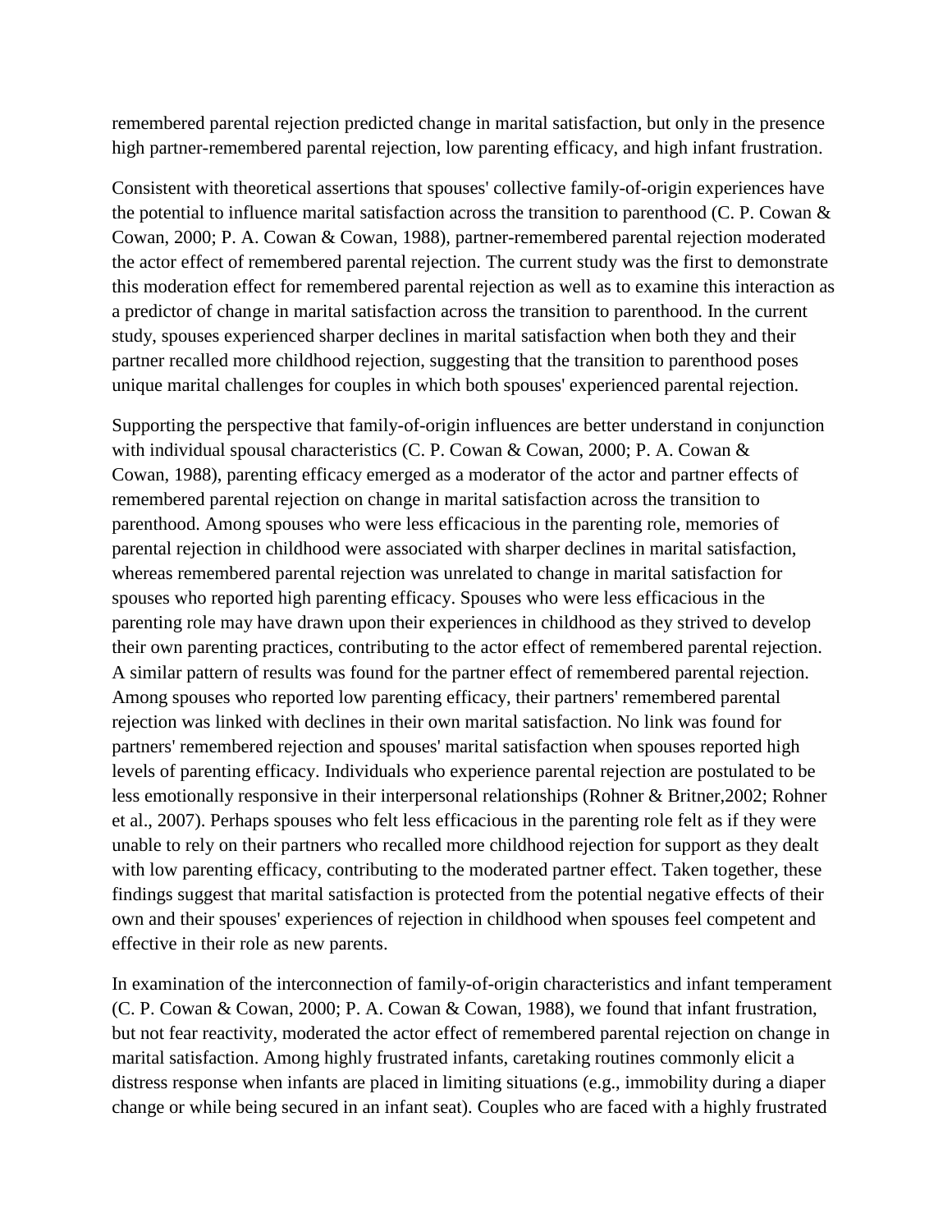remembered parental rejection predicted change in marital satisfaction, but only in the presence high partner-remembered parental rejection, low parenting efficacy, and high infant frustration.

Consistent with theoretical assertions that spouses' collective family-of-origin experiences have the potential to influence marital satisfaction across the transition to parenthood (C. P. Cowan & Cowan, 2000; P. A. Cowan & Cowan, 1988), partner-remembered parental rejection moderated the actor effect of remembered parental rejection. The current study was the first to demonstrate this moderation effect for remembered parental rejection as well as to examine this interaction as a predictor of change in marital satisfaction across the transition to parenthood. In the current study, spouses experienced sharper declines in marital satisfaction when both they and their partner recalled more childhood rejection, suggesting that the transition to parenthood poses unique marital challenges for couples in which both spouses' experienced parental rejection.

Supporting the perspective that family-of-origin influences are better understand in conjunction with individual spousal characteristics (C. P. Cowan & Cowan, 2000; P. A. Cowan & Cowan, 1988), parenting efficacy emerged as a moderator of the actor and partner effects of remembered parental rejection on change in marital satisfaction across the transition to parenthood. Among spouses who were less efficacious in the parenting role, memories of parental rejection in childhood were associated with sharper declines in marital satisfaction, whereas remembered parental rejection was unrelated to change in marital satisfaction for spouses who reported high parenting efficacy. Spouses who were less efficacious in the parenting role may have drawn upon their experiences in childhood as they strived to develop their own parenting practices, contributing to the actor effect of remembered parental rejection. A similar pattern of results was found for the partner effect of remembered parental rejection. Among spouses who reported low parenting efficacy, their partners' remembered parental rejection was linked with declines in their own marital satisfaction. No link was found for partners' remembered rejection and spouses' marital satisfaction when spouses reported high levels of parenting efficacy. Individuals who experience parental rejection are postulated to be less emotionally responsive in their interpersonal relationships (Rohner & Britner,2002; Rohner et al., 2007). Perhaps spouses who felt less efficacious in the parenting role felt as if they were unable to rely on their partners who recalled more childhood rejection for support as they dealt with low parenting efficacy, contributing to the moderated partner effect. Taken together, these findings suggest that marital satisfaction is protected from the potential negative effects of their own and their spouses' experiences of rejection in childhood when spouses feel competent and effective in their role as new parents.

In examination of the interconnection of family-of-origin characteristics and infant temperament (C. P. Cowan & Cowan, 2000; P. A. Cowan & Cowan, 1988), we found that infant frustration, but not fear reactivity, moderated the actor effect of remembered parental rejection on change in marital satisfaction. Among highly frustrated infants, caretaking routines commonly elicit a distress response when infants are placed in limiting situations (e.g., immobility during a diaper change or while being secured in an infant seat). Couples who are faced with a highly frustrated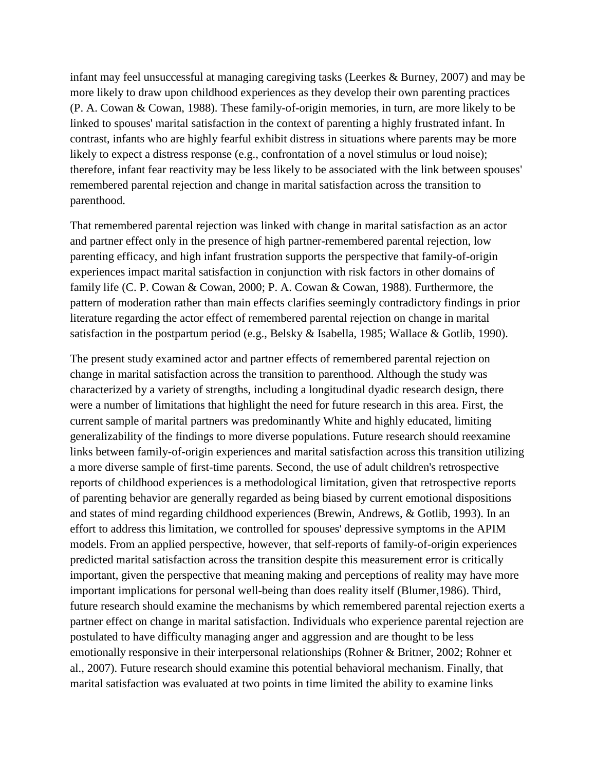infant may feel unsuccessful at managing caregiving tasks (Leerkes & Burney, 2007) and may be more likely to draw upon childhood experiences as they develop their own parenting practices (P. A. Cowan & Cowan, 1988). These family-of-origin memories, in turn, are more likely to be linked to spouses' marital satisfaction in the context of parenting a highly frustrated infant. In contrast, infants who are highly fearful exhibit distress in situations where parents may be more likely to expect a distress response (e.g., confrontation of a novel stimulus or loud noise); therefore, infant fear reactivity may be less likely to be associated with the link between spouses' remembered parental rejection and change in marital satisfaction across the transition to parenthood.

That remembered parental rejection was linked with change in marital satisfaction as an actor and partner effect only in the presence of high partner-remembered parental rejection, low parenting efficacy, and high infant frustration supports the perspective that family-of-origin experiences impact marital satisfaction in conjunction with risk factors in other domains of family life (C. P. Cowan & Cowan, 2000; P. A. Cowan & Cowan, 1988). Furthermore, the pattern of moderation rather than main effects clarifies seemingly contradictory findings in prior literature regarding the actor effect of remembered parental rejection on change in marital satisfaction in the postpartum period (e.g., Belsky & Isabella, 1985; Wallace & Gotlib, 1990).

The present study examined actor and partner effects of remembered parental rejection on change in marital satisfaction across the transition to parenthood. Although the study was characterized by a variety of strengths, including a longitudinal dyadic research design, there were a number of limitations that highlight the need for future research in this area. First, the current sample of marital partners was predominantly White and highly educated, limiting generalizability of the findings to more diverse populations. Future research should reexamine links between family-of-origin experiences and marital satisfaction across this transition utilizing a more diverse sample of first-time parents. Second, the use of adult children's retrospective reports of childhood experiences is a methodological limitation, given that retrospective reports of parenting behavior are generally regarded as being biased by current emotional dispositions and states of mind regarding childhood experiences (Brewin, Andrews, & Gotlib, 1993). In an effort to address this limitation, we controlled for spouses' depressive symptoms in the APIM models. From an applied perspective, however, that self-reports of family-of-origin experiences predicted marital satisfaction across the transition despite this measurement error is critically important, given the perspective that meaning making and perceptions of reality may have more important implications for personal well-being than does reality itself (Blumer,1986). Third, future research should examine the mechanisms by which remembered parental rejection exerts a partner effect on change in marital satisfaction. Individuals who experience parental rejection are postulated to have difficulty managing anger and aggression and are thought to be less emotionally responsive in their interpersonal relationships (Rohner & Britner, 2002; Rohner et al., 2007). Future research should examine this potential behavioral mechanism. Finally, that marital satisfaction was evaluated at two points in time limited the ability to examine links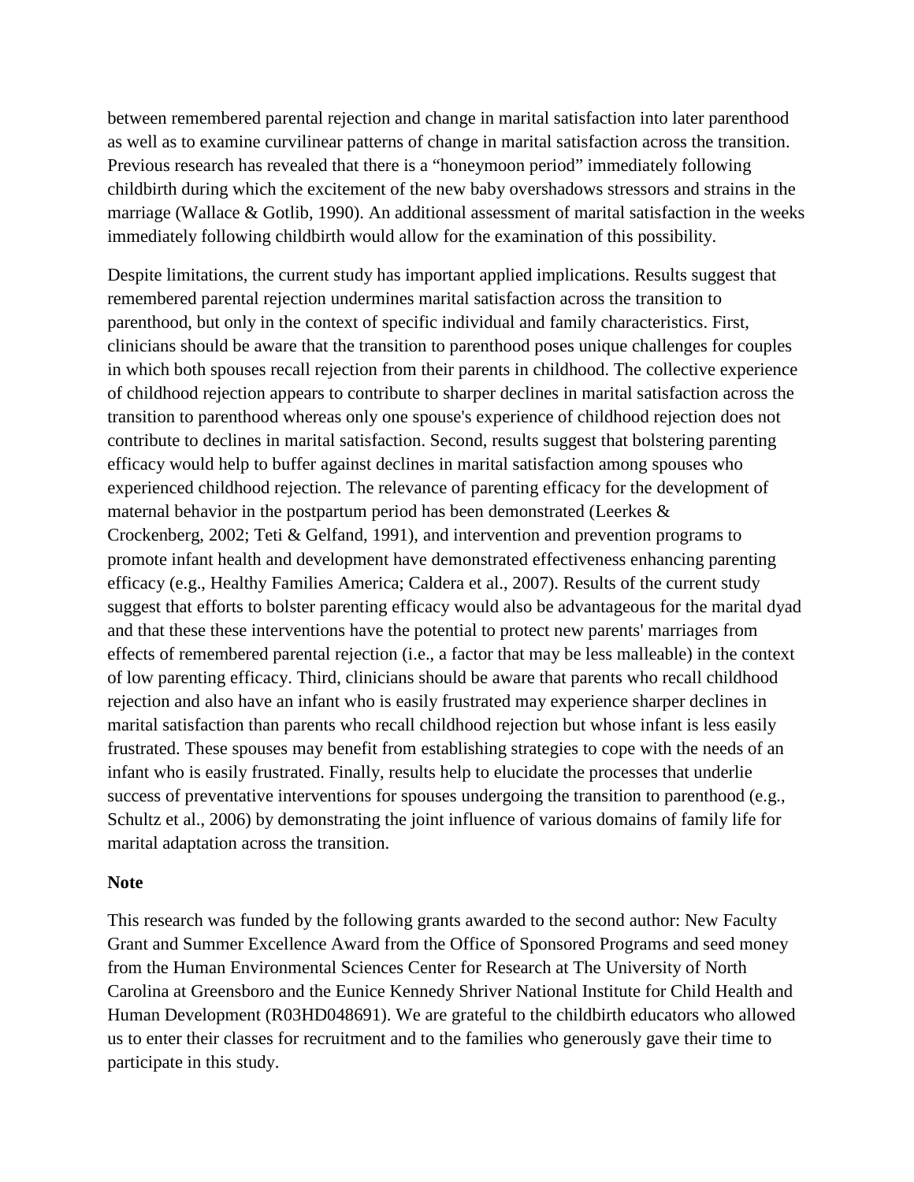between remembered parental rejection and change in marital satisfaction into later parenthood as well as to examine curvilinear patterns of change in marital satisfaction across the transition. Previous research has revealed that there is a "honeymoon period" immediately following childbirth during which the excitement of the new baby overshadows stressors and strains in the marriage (Wallace & Gotlib, 1990). An additional assessment of marital satisfaction in the weeks immediately following childbirth would allow for the examination of this possibility.

Despite limitations, the current study has important applied implications. Results suggest that remembered parental rejection undermines marital satisfaction across the transition to parenthood, but only in the context of specific individual and family characteristics. First, clinicians should be aware that the transition to parenthood poses unique challenges for couples in which both spouses recall rejection from their parents in childhood. The collective experience of childhood rejection appears to contribute to sharper declines in marital satisfaction across the transition to parenthood whereas only one spouse's experience of childhood rejection does not contribute to declines in marital satisfaction. Second, results suggest that bolstering parenting efficacy would help to buffer against declines in marital satisfaction among spouses who experienced childhood rejection. The relevance of parenting efficacy for the development of maternal behavior in the postpartum period has been demonstrated (Leerkes & Crockenberg, 2002; Teti & Gelfand, 1991), and intervention and prevention programs to promote infant health and development have demonstrated effectiveness enhancing parenting efficacy (e.g., Healthy Families America; Caldera et al., 2007). Results of the current study suggest that efforts to bolster parenting efficacy would also be advantageous for the marital dyad and that these these interventions have the potential to protect new parents' marriages from effects of remembered parental rejection (i.e., a factor that may be less malleable) in the context of low parenting efficacy. Third, clinicians should be aware that parents who recall childhood rejection and also have an infant who is easily frustrated may experience sharper declines in marital satisfaction than parents who recall childhood rejection but whose infant is less easily frustrated. These spouses may benefit from establishing strategies to cope with the needs of an infant who is easily frustrated. Finally, results help to elucidate the processes that underlie success of preventative interventions for spouses undergoing the transition to parenthood (e.g., Schultz et al., 2006) by demonstrating the joint influence of various domains of family life for marital adaptation across the transition.

**Note**

This research was funded by the following grants awarded to the second author: New Faculty Grant and Summer Excellence Award from the Office of Sponsored Programs and seed money from the Human Environmental Sciences Center for Research at The University of North Carolina at Greensboro and the Eunice Kennedy Shriver National Institute for Child Health and Human Development (R03HD048691). We are grateful to the childbirth educators who allowed us to enter their classes for recruitment and to the families who generously gave their time to participate in this study.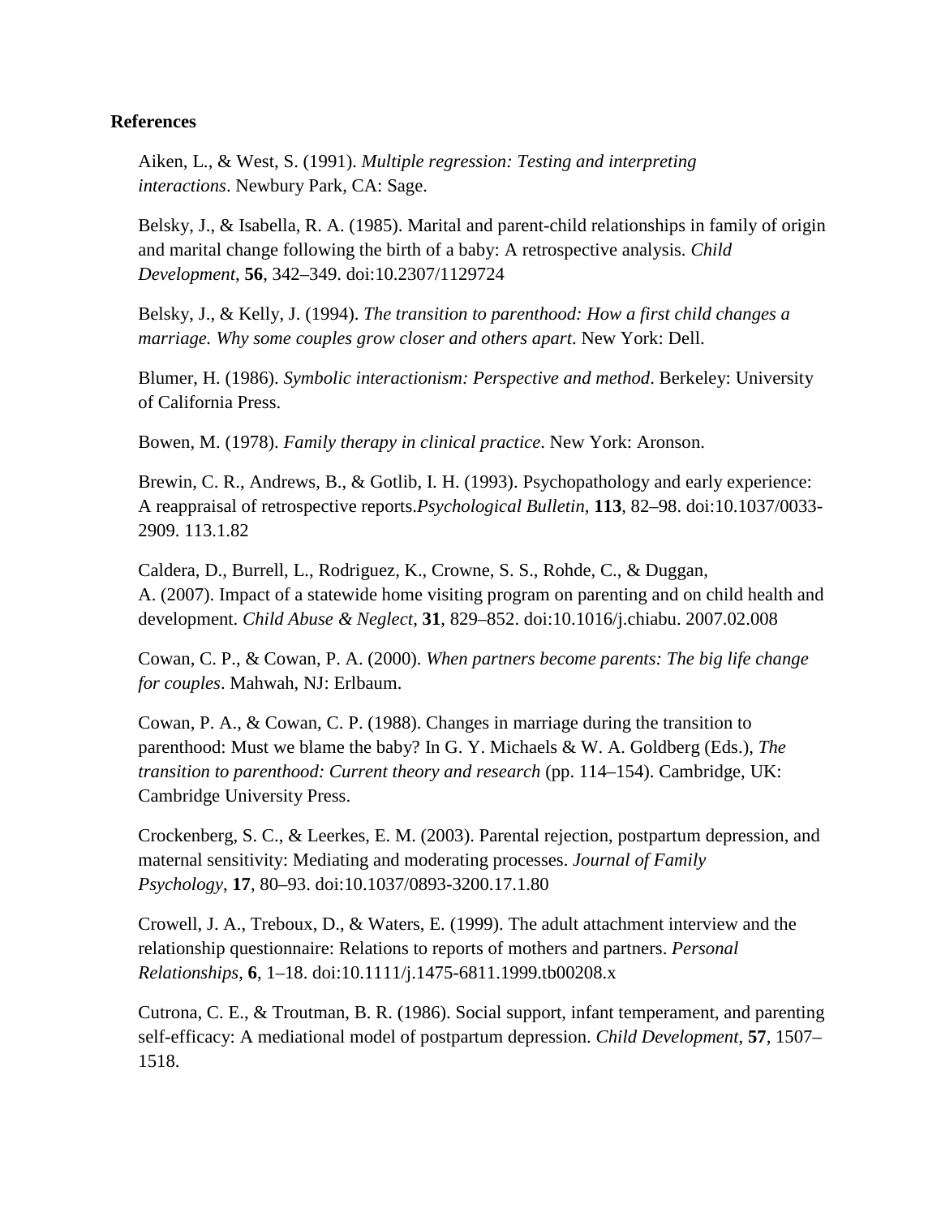**References**

Aiken, L., & West, S. (1991). *Multiple regression: Testing and interpreting interactions*. Newbury Park, CA: Sage.

Belsky, J., & Isabella, R. A. (1985). Marital and parent-child relationships in family of origin and marital change following the birth of a baby: A retrospective analysis. *Child Development*, **56**, 342–349. doi:10.2307/1129724

Belsky, J., & Kelly, J. (1994). *The transition to parenthood: How a first child changes a marriage. Why some couples grow closer and others apart*. New York: Dell.

Blumer, H. (1986). *Symbolic interactionism: Perspective and method*. Berkeley: University of California Press.

Bowen, M. (1978). *Family therapy in clinical practice*. New York: Aronson.

Brewin, C. R., Andrews, B., & Gotlib, I. H. (1993). Psychopathology and early experience: A reappraisal of retrospective reports.*Psychological Bulletin*, **113**, 82–98. doi:10.1037/0033-2909. 113.1.82

Caldera, D., Burrell, L., Rodriguez, K., Crowne, S. S., Rohde, C., & Duggan, A. (2007). Impact of a statewide home visiting program on parenting and on child health and development. *Child Abuse & Neglect*, **31**, 829–852. doi:10.1016/j.chiabu. 2007.02.008

Cowan, C. P., & Cowan, P. A. (2000). *When partners become parents: The big life change for couples*. Mahwah, NJ: Erlbaum.

Cowan, P. A., & Cowan, C. P. (1988). Changes in marriage during the transition to parenthood: Must we blame the baby? In G. Y. Michaels & W. A. Goldberg (Eds.), *The transition to parenthood: Current theory and research* (pp. 114–154). Cambridge, UK: Cambridge University Press.

Crockenberg, S. C., & Leerkes, E. M. (2003). Parental rejection, postpartum depression, and maternal sensitivity: Mediating and moderating processes. *Journal of Family Psychology*, **17**, 80–93. doi:10.1037/0893-3200.17.1.80

Crowell, J. A., Treboux, D., & Waters, E. (1999). The adult attachment interview and the relationship questionnaire: Relations to reports of mothers and partners. *Personal Relationships*, **6**, 1–18. doi:10.1111/j.1475-6811.1999.tb00208.x

Cutrona, C. E., & Troutman, B. R. (1986). Social support, infant temperament, and parenting self-efficacy: A mediational model of postpartum depression. *Child Development*, **57**, 1507–1518.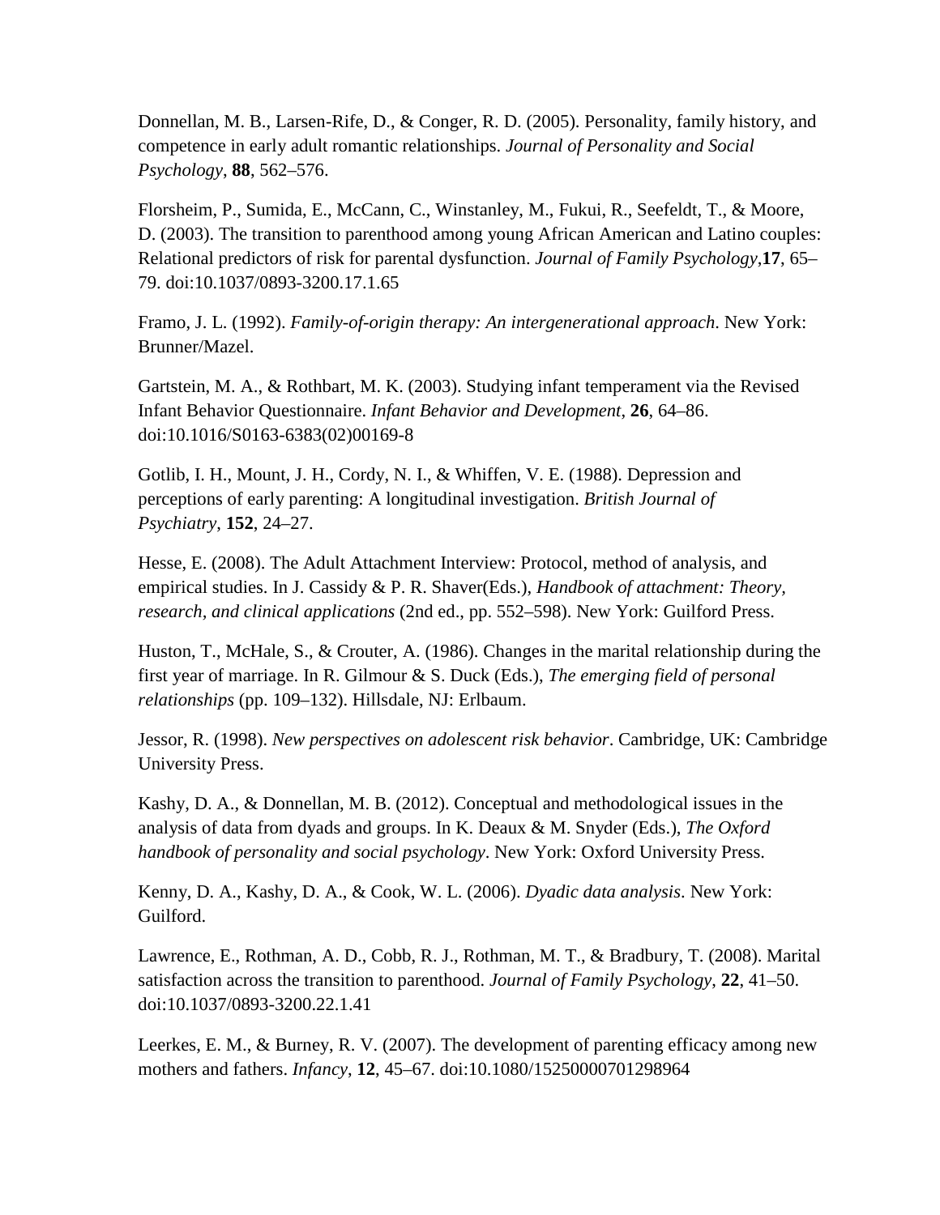Donnellan, M. B., Larsen-Rife, D., & Conger, R. D. (2005). Personality, family history, and competence in early adult romantic relationships. *Journal of Personality and Social Psychology*, **88**, 562–576.

Florsheim, P., Sumida, E., McCann, C., Winstanley, M., Fukui, R., Seefeldt, T., & Moore, D. (2003). The transition to parenthood among young African American and Latino couples: Relational predictors of risk for parental dysfunction. *Journal of Family Psychology*,**17**, 65–79. doi:10.1037/0893-3200.17.1.65

Framo, J. L. (1992). *Family-of-origin therapy: An intergenerational approach*. New York: Brunner/Mazel.

Gartstein, M. A., & Rothbart, M. K. (2003). Studying infant temperament via the Revised Infant Behavior Questionnaire. *Infant Behavior and Development*, **26**, 64–86. doi:10.1016/S0163-6383(02)00169-8

Gotlib, I. H., Mount, J. H., Cordy, N. I., & Whiffen, V. E. (1988). Depression and perceptions of early parenting: A longitudinal investigation. *British Journal of Psychiatry*, **152**, 24–27.

Hesse, E. (2008). The Adult Attachment Interview: Protocol, method of analysis, and empirical studies. In J. Cassidy & P. R. Shaver(Eds.), *Handbook of attachment: Theory, research, and clinical applications* (2nd ed., pp. 552–598). New York: Guilford Press.

Huston, T., McHale, S., & Crouter, A. (1986). Changes in the marital relationship during the first year of marriage. In R. Gilmour & S. Duck (Eds.), *The emerging field of personal relationships* (pp. 109–132). Hillsdale, NJ: Erlbaum.

Jessor, R. (1998). *New perspectives on adolescent risk behavior*. Cambridge, UK: Cambridge University Press.

Kashy, D. A., & Donnellan, M. B. (2012). Conceptual and methodological issues in the analysis of data from dyads and groups. In K. Deaux & M. Snyder (Eds.), *The Oxford handbook of personality and social psychology*. New York: Oxford University Press.

Kenny, D. A., Kashy, D. A., & Cook, W. L. (2006). *Dyadic data analysis*. New York: Guilford.

Lawrence, E., Rothman, A. D., Cobb, R. J., Rothman, M. T., & Bradbury, T. (2008). Marital satisfaction across the transition to parenthood. *Journal of Family Psychology*, **22**, 41–50. doi:10.1037/0893-3200.22.1.41

Leerkes, E. M., & Burney, R. V. (2007). The development of parenting efficacy among new mothers and fathers. *Infancy*, **12**, 45–67. doi:10.1080/15250000701298964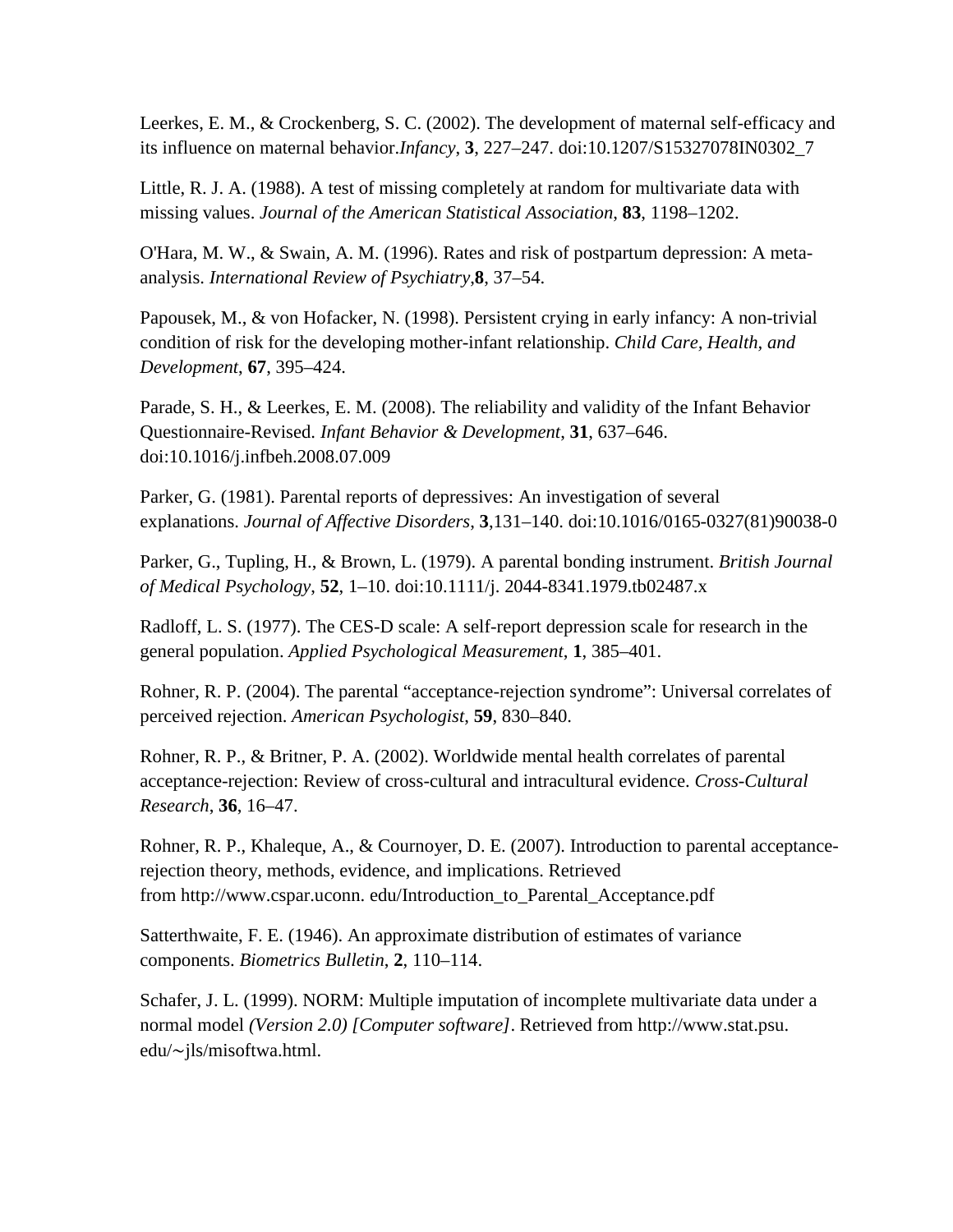Leerkes, E. M., & Crockenberg, S. C. (2002). The development of maternal self-efficacy and its influence on maternal behavior.*Infancy*, **3**, 227–247. doi:10.1207/S15327078IN0302_7

Little, R. J. A. (1988). A test of missing completely at random for multivariate data with missing values. *Journal of the American Statistical Association*, **83**, 1198–1202.

O'Hara, M. W., & Swain, A. M. (1996). Rates and risk of postpartum depression: A meta-analysis. *International Review of Psychiatry*,**8**, 37–54.

Papousek, M., & von Hofacker, N. (1998). Persistent crying in early infancy: A non-trivial condition of risk for the developing mother-infant relationship. *Child Care, Health, and Development*, **67**, 395–424.

Parade, S. H., & Leerkes, E. M. (2008). The reliability and validity of the Infant Behavior Questionnaire-Revised. *Infant Behavior & Development*, **31**, 637–646. doi:10.1016/j.infbeh.2008.07.009

Parker, G. (1981). Parental reports of depressives: An investigation of several explanations. *Journal of Affective Disorders*, **3**,131–140. doi:10.1016/0165-0327(81)90038-0

Parker, G., Tupling, H., & Brown, L. (1979). A parental bonding instrument. *British Journal of Medical Psychology*, **52**, 1–10. doi:10.1111/j. 2044-8341.1979.tb02487.x

Radloff, L. S. (1977). The CES-D scale: A self-report depression scale for research in the general population. *Applied Psychological Measurement*, **1**, 385–401.

Rohner, R. P. (2004). The parental "acceptance-rejection syndrome": Universal correlates of perceived rejection. *American Psychologist*, **59**, 830–840.

Rohner, R. P., & Britner, P. A. (2002). Worldwide mental health correlates of parental acceptance-rejection: Review of cross-cultural and intracultural evidence. *Cross-Cultural Research*, **36**, 16–47.

Rohner, R. P., Khaleque, A., & Cournoyer, D. E. (2007). Introduction to parental acceptance-rejection theory, methods, evidence, and implications. Retrieved from http://www.cspar.uconn. edu/Introduction_to_Parental_Acceptance.pdf

Satterthwaite, F. E. (1946). An approximate distribution of estimates of variance components. *Biometrics Bulletin*, **2**, 110–114.

Schafer, J. L. (1999). NORM: Multiple imputation of incomplete multivariate data under a normal model *(Version 2.0) [Computer software]*. Retrieved from http://www.stat.psu. edu/~jls/misoftwa.html.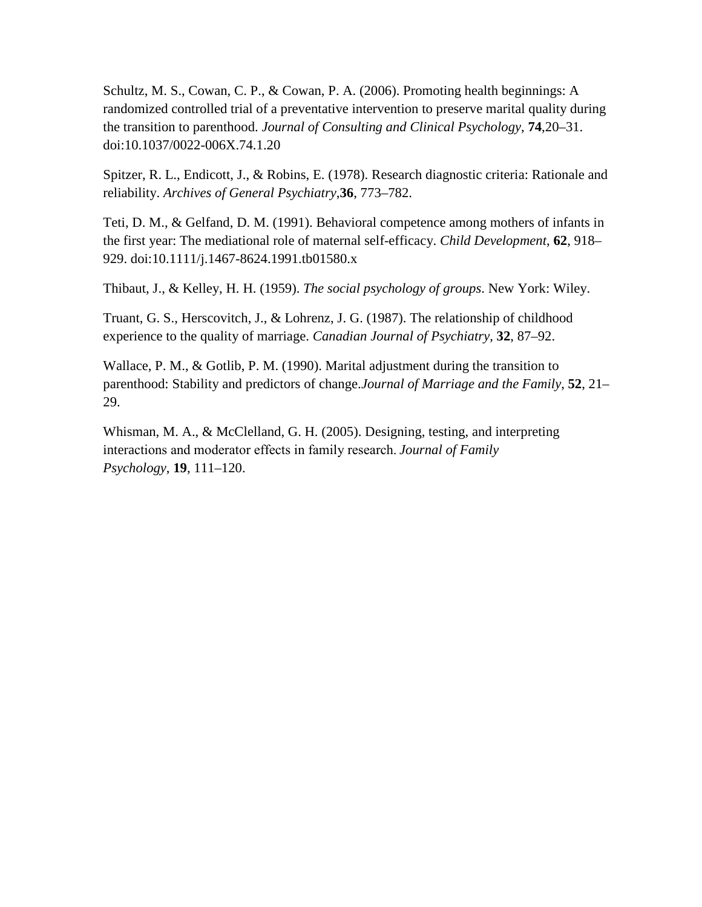Schultz, M. S., Cowan, C. P., & Cowan, P. A. (2006). Promoting health beginnings: A randomized controlled trial of a preventative intervention to preserve marital quality during the transition to parenthood. *Journal of Consulting and Clinical Psychology*, **74**,20–31. doi:10.1037/0022-006X.74.1.20

Spitzer, R. L., Endicott, J., & Robins, E. (1978). Research diagnostic criteria: Rationale and reliability. *Archives of General Psychiatry*,**36**, 773–782.

Teti, D. M., & Gelfand, D. M. (1991). Behavioral competence among mothers of infants in the first year: The mediational role of maternal self-efficacy. *Child Development*, **62**, 918–929. doi:10.1111/j.1467-8624.1991.tb01580.x

Thibaut, J., & Kelley, H. H. (1959). *The social psychology of groups*. New York: Wiley.

Truant, G. S., Herscovitch, J., & Lohrenz, J. G. (1987). The relationship of childhood experience to the quality of marriage. *Canadian Journal of Psychiatry*, **32**, 87–92.

Wallace, P. M., & Gotlib, P. M. (1990). Marital adjustment during the transition to parenthood: Stability and predictors of change.*Journal of Marriage and the Family*, **52**, 21–29.

Whisman, M. A., & McClelland, G. H. (2005). Designing, testing, and interpreting interactions and moderator effects in family research. *Journal of Family Psychology*, **19**, 111–120.